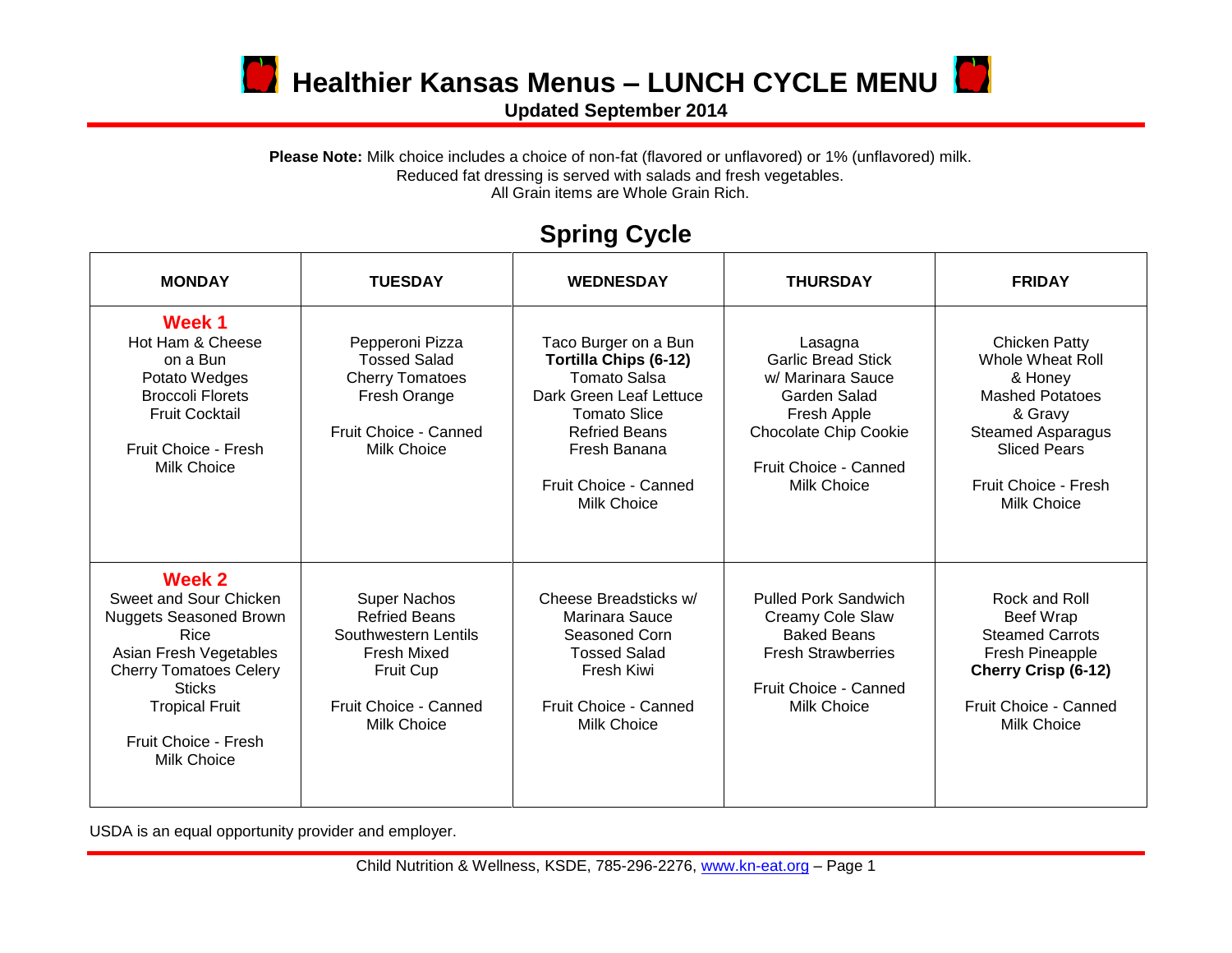# Healthier Kansas Menus – LUNCH CYCLE MENU

**Updated September 2014**

**Please Note:** Milk choice includes a choice of non-fat (flavored or unflavored) or 1% (unflavored) milk.
Reduced fat dressing is served with salads and fresh vegetables.
All Grain items are Whole Grain Rich.

## Spring Cycle

| MONDAY | TUESDAY | WEDNESDAY | THURSDAY | FRIDAY |
|---|---|---|---|---|
| **Week 1**<br>Hot Ham & Cheese on a Bun<br>Potato Wedges<br>Broccoli Florets<br>Fruit Cocktail<br><br>Fruit Choice - Fresh<br>Milk Choice | Pepperoni Pizza<br>Tossed Salad<br>Cherry Tomatoes<br>Fresh Orange<br><br>Fruit Choice - Canned<br>Milk Choice | Taco Burger on a Bun<br>**Tortilla Chips (6-12)**<br>Tomato Salsa<br>Dark Green Leaf Lettuce<br>Tomato Slice<br>Refried Beans<br>Fresh Banana<br><br>Fruit Choice - Canned<br>Milk Choice | Lasagna<br>Garlic Bread Stick w/ Marinara Sauce<br>Garden Salad<br>Fresh Apple<br>Chocolate Chip Cookie<br><br>Fruit Choice - Canned<br>Milk Choice | Chicken Patty<br>Whole Wheat Roll & Honey<br>Mashed Potatoes & Gravy<br>Steamed Asparagus<br>Sliced Pears<br><br>Fruit Choice - Fresh<br>Milk Choice |
| **Week 2**<br>Sweet and Sour Chicken Nuggets Seasoned Brown Rice<br>Asian Fresh Vegetables<br>Cherry Tomatoes Celery Sticks<br>Tropical Fruit<br><br>Fruit Choice - Fresh<br>Milk Choice | Super Nachos<br>Refried Beans<br>Southwestern Lentils<br>Fresh Mixed Fruit Cup<br><br>Fruit Choice - Canned<br>Milk Choice | Cheese Breadsticks w/ Marinara Sauce<br>Seasoned Corn<br>Tossed Salad<br>Fresh Kiwi<br><br>Fruit Choice - Canned<br>Milk Choice | Pulled Pork Sandwich<br>Creamy Cole Slaw<br>Baked Beans<br>Fresh Strawberries<br><br>Fruit Choice - Canned<br>Milk Choice | Rock and Roll Beef Wrap<br>Steamed Carrots<br>Fresh Pineapple<br>**Cherry Crisp (6-12)**<br><br>Fruit Choice - Canned<br>Milk Choice |

USDA is an equal opportunity provider and employer.

Child Nutrition & Wellness, KSDE, 785-296-2276, www.kn-eat.org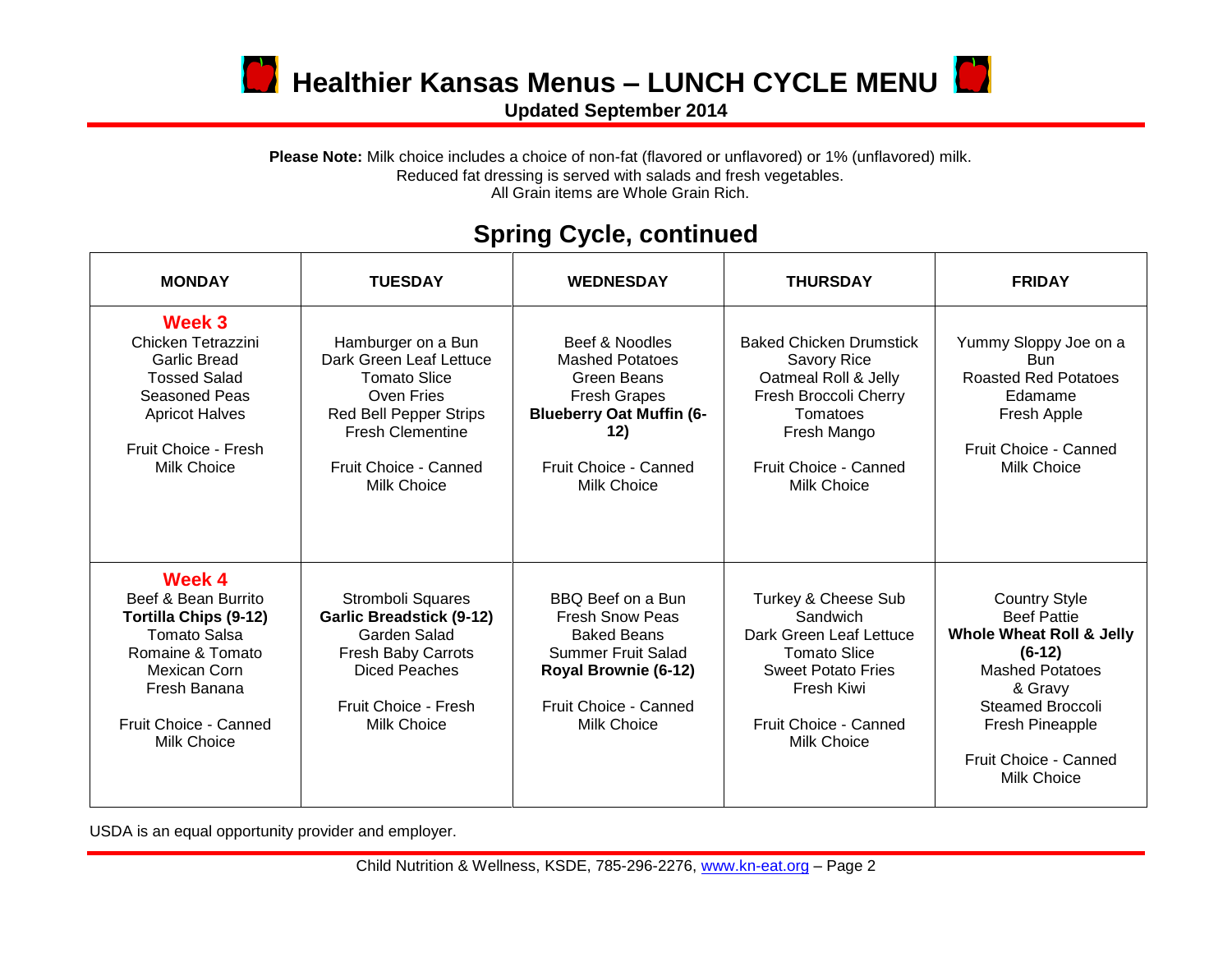# Healthier Kansas Menus – LUNCH CYCLE MENU

**Updated September 2014**

**Please Note:** Milk choice includes a choice of non-fat (flavored or unflavored) or 1% (unflavored) milk.
Reduced fat dressing is served with salads and fresh vegetables.
All Grain items are Whole Grain Rich.

## Spring Cycle, continued

| MONDAY | TUESDAY | WEDNESDAY | THURSDAY | FRIDAY |
|---|---|---|---|---|
| **Week 3**<br>Chicken Tetrazzini<br>Garlic Bread<br>Tossed Salad<br>Seasoned Peas<br>Apricot Halves<br><br>Fruit Choice - Fresh<br>Milk Choice | Hamburger on a Bun<br>Dark Green Leaf Lettuce<br>Tomato Slice<br>Oven Fries<br>Red Bell Pepper Strips<br>Fresh Clementine<br><br>Fruit Choice - Canned<br>Milk Choice | Beef & Noodles<br>Mashed Potatoes<br>Green Beans<br>Fresh Grapes<br>**Blueberry Oat Muffin (6-12)**<br><br>Fruit Choice - Canned<br>Milk Choice | Baked Chicken Drumstick<br>Savory Rice<br>Oatmeal Roll & Jelly<br>Fresh Broccoli Cherry Tomatoes<br>Fresh Mango<br><br>Fruit Choice - Canned<br>Milk Choice | Yummy Sloppy Joe on a Bun<br>Roasted Red Potatoes<br>Edamame<br>Fresh Apple<br><br>Fruit Choice - Canned<br>Milk Choice |
| **Week 4**<br>Beef & Bean Burrito<br>**Tortilla Chips (9-12)**<br>Tomato Salsa<br>Romaine & Tomato<br>Mexican Corn<br>Fresh Banana<br><br>Fruit Choice - Canned<br>Milk Choice | Stromboli Squares<br>**Garlic Breadstick (9-12)**<br>Garden Salad<br>Fresh Baby Carrots<br>Diced Peaches<br><br>Fruit Choice - Fresh<br>Milk Choice | BBQ Beef on a Bun<br>Fresh Snow Peas<br>Baked Beans<br>Summer Fruit Salad<br>**Royal Brownie (6-12)**<br><br>Fruit Choice - Canned<br>Milk Choice | Turkey & Cheese Sub Sandwich<br>Dark Green Leaf Lettuce<br>Tomato Slice<br>Sweet Potato Fries<br>Fresh Kiwi<br><br>Fruit Choice - Canned<br>Milk Choice | Country Style Beef Pattie<br>**Whole Wheat Roll & Jelly (6-12)**<br>Mashed Potatoes & Gravy<br>Steamed Broccoli<br>Fresh Pineapple<br><br>Fruit Choice - Canned<br>Milk Choice |

USDA is an equal opportunity provider and employer.

Child Nutrition & Wellness, KSDE, 785-296-2276, www.kn-eat.org